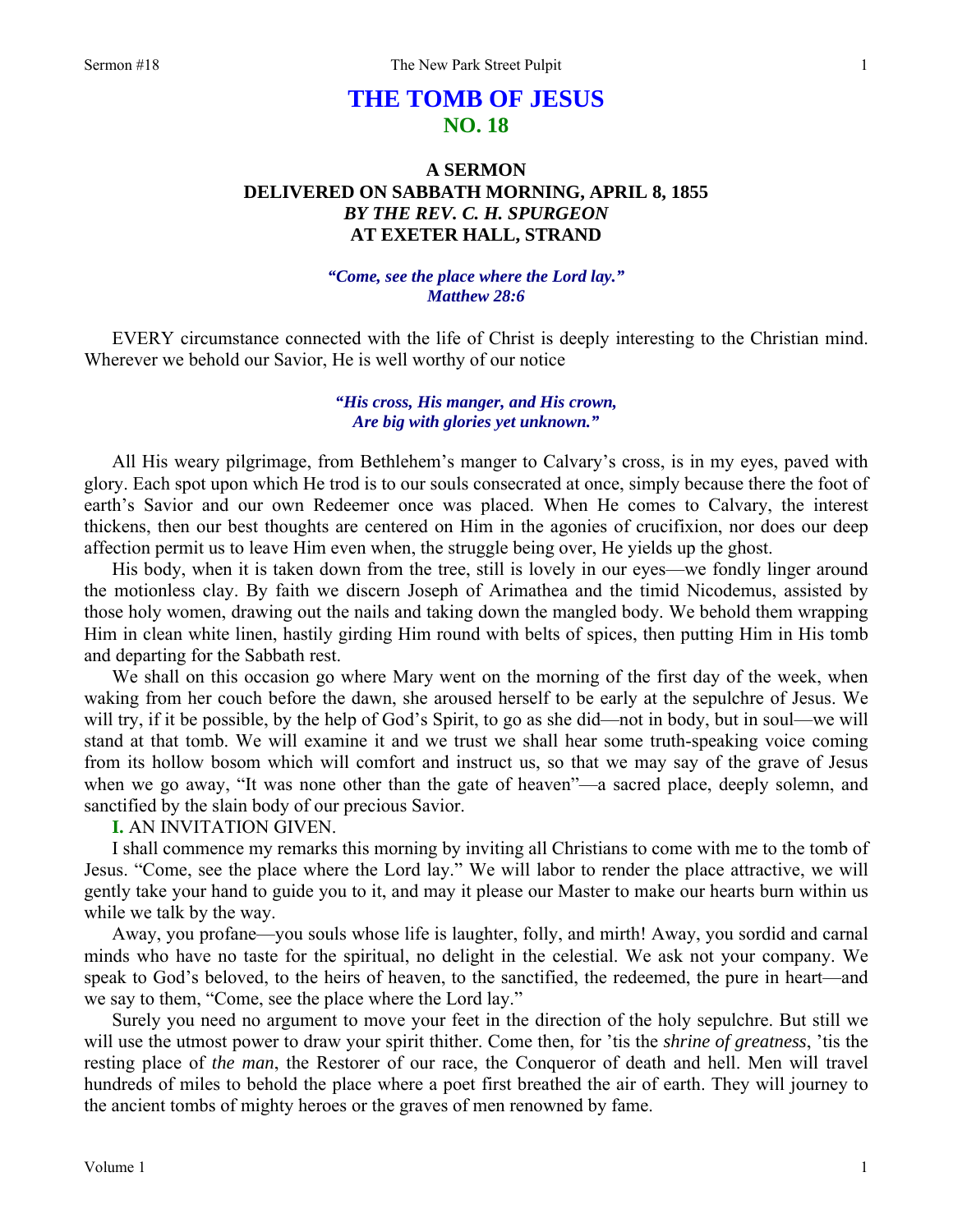# THE TOMB OF JESUS
## NO. 18

### A SERMON
### DELIVERED ON SABBATH MORNING, APRIL 8, 1855
### *BY THE REV. C. H. SPURGEON*
### AT EXETER HALL, STRAND

*"Come, see the place where the Lord lay."*
*Matthew 28:6*

EVERY circumstance connected with the life of Christ is deeply interesting to the Christian mind. Wherever we behold our Savior, He is well worthy of our notice

*"His cross, His manger, and His crown,*
*Are big with glories yet unknown."*

All His weary pilgrimage, from Bethlehem's manger to Calvary's cross, is in my eyes, paved with glory. Each spot upon which He trod is to our souls consecrated at once, simply because there the foot of earth's Savior and our own Redeemer once was placed. When He comes to Calvary, the interest thickens, then our best thoughts are centered on Him in the agonies of crucifixion, nor does our deep affection permit us to leave Him even when, the struggle being over, He yields up the ghost.

His body, when it is taken down from the tree, still is lovely in our eyes—we fondly linger around the motionless clay. By faith we discern Joseph of Arimathea and the timid Nicodemus, assisted by those holy women, drawing out the nails and taking down the mangled body. We behold them wrapping Him in clean white linen, hastily girding Him round with belts of spices, then putting Him in His tomb and departing for the Sabbath rest.

We shall on this occasion go where Mary went on the morning of the first day of the week, when waking from her couch before the dawn, she aroused herself to be early at the sepulchre of Jesus. We will try, if it be possible, by the help of God's Spirit, to go as she did—not in body, but in soul—we will stand at that tomb. We will examine it and we trust we shall hear some truth-speaking voice coming from its hollow bosom which will comfort and instruct us, so that we may say of the grave of Jesus when we go away, "It was none other than the gate of heaven"—a sacred place, deeply solemn, and sanctified by the slain body of our precious Savior.

**I.** AN INVITATION GIVEN.

I shall commence my remarks this morning by inviting all Christians to come with me to the tomb of Jesus. "Come, see the place where the Lord lay." We will labor to render the place attractive, we will gently take your hand to guide you to it, and may it please our Master to make our hearts burn within us while we talk by the way.

Away, you profane—you souls whose life is laughter, folly, and mirth! Away, you sordid and carnal minds who have no taste for the spiritual, no delight in the celestial. We ask not your company. We speak to God's beloved, to the heirs of heaven, to the sanctified, the redeemed, the pure in heart—and we say to them, "Come, see the place where the Lord lay."

Surely you need no argument to move your feet in the direction of the holy sepulchre. But still we will use the utmost power to draw your spirit thither. Come then, for 'tis the *shrine of greatness*, 'tis the resting place of *the man*, the Restorer of our race, the Conqueror of death and hell. Men will travel hundreds of miles to behold the place where a poet first breathed the air of earth. They will journey to the ancient tombs of mighty heroes or the graves of men renowned by fame.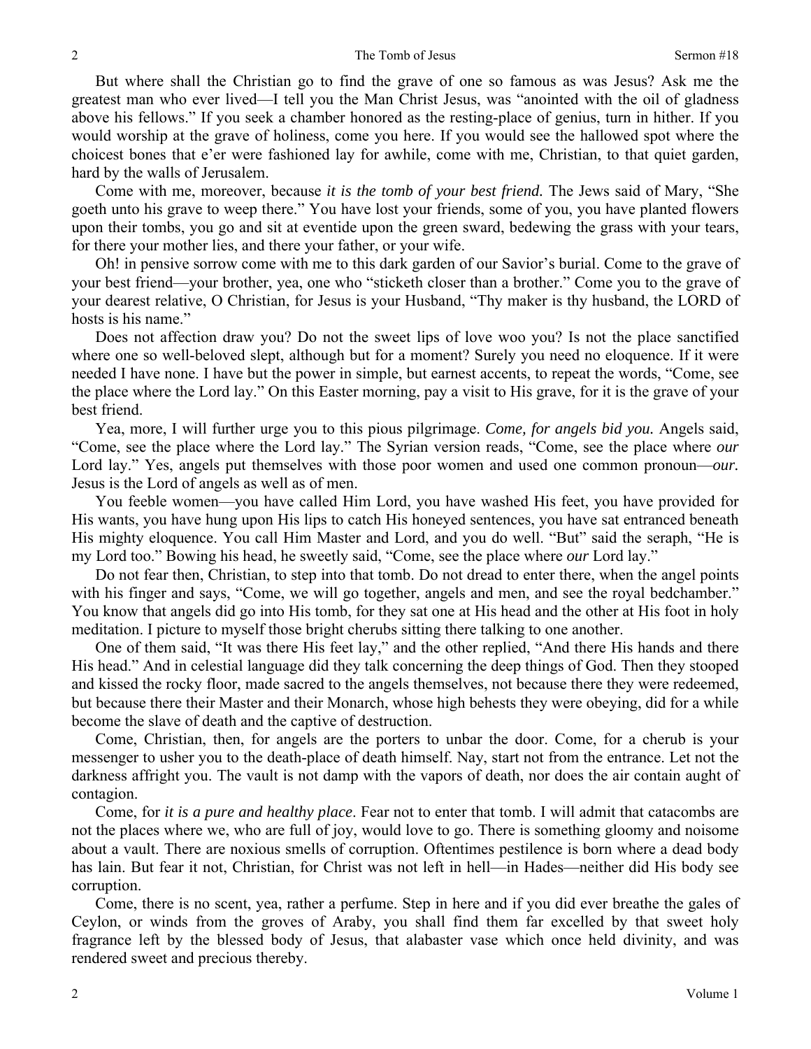But where shall the Christian go to find the grave of one so famous as was Jesus? Ask me the greatest man who ever lived—I tell you the Man Christ Jesus, was "anointed with the oil of gladness above his fellows." If you seek a chamber honored as the resting-place of genius, turn in hither. If you would worship at the grave of holiness, come you here. If you would see the hallowed spot where the choicest bones that e'er were fashioned lay for awhile, come with me, Christian, to that quiet garden, hard by the walls of Jerusalem.

Come with me, moreover, because *it is the tomb of your best friend.* The Jews said of Mary, "She goeth unto his grave to weep there." You have lost your friends, some of you, you have planted flowers upon their tombs, you go and sit at eventide upon the green sward, bedewing the grass with your tears, for there your mother lies, and there your father, or your wife.

Oh! in pensive sorrow come with me to this dark garden of our Savior's burial. Come to the grave of your best friend—your brother, yea, one who "sticketh closer than a brother." Come you to the grave of your dearest relative, O Christian, for Jesus is your Husband, "Thy maker is thy husband, the LORD of hosts is his name."

Does not affection draw you? Do not the sweet lips of love woo you? Is not the place sanctified where one so well-beloved slept, although but for a moment? Surely you need no eloquence. If it were needed I have none. I have but the power in simple, but earnest accents, to repeat the words, "Come, see the place where the Lord lay." On this Easter morning, pay a visit to His grave, for it is the grave of your best friend.

Yea, more, I will further urge you to this pious pilgrimage. *Come, for angels bid you.* Angels said, "Come, see the place where the Lord lay." The Syrian version reads, "Come, see the place where *our* Lord lay." Yes, angels put themselves with those poor women and used one common pronoun—*our.* Jesus is the Lord of angels as well as of men.

You feeble women—you have called Him Lord, you have washed His feet, you have provided for His wants, you have hung upon His lips to catch His honeyed sentences, you have sat entranced beneath His mighty eloquence. You call Him Master and Lord, and you do well. "But" said the seraph, "He is my Lord too." Bowing his head, he sweetly said, "Come, see the place where *our* Lord lay."

Do not fear then, Christian, to step into that tomb. Do not dread to enter there, when the angel points with his finger and says, "Come, we will go together, angels and men, and see the royal bedchamber." You know that angels did go into His tomb, for they sat one at His head and the other at His foot in holy meditation. I picture to myself those bright cherubs sitting there talking to one another.

One of them said, "It was there His feet lay," and the other replied, "And there His hands and there His head." And in celestial language did they talk concerning the deep things of God. Then they stooped and kissed the rocky floor, made sacred to the angels themselves, not because there they were redeemed, but because there their Master and their Monarch, whose high behests they were obeying, did for a while become the slave of death and the captive of destruction.

Come, Christian, then, for angels are the porters to unbar the door. Come, for a cherub is your messenger to usher you to the death-place of death himself. Nay, start not from the entrance. Let not the darkness affright you. The vault is not damp with the vapors of death, nor does the air contain aught of contagion.

Come, for *it is a pure and healthy place*. Fear not to enter that tomb. I will admit that catacombs are not the places where we, who are full of joy, would love to go. There is something gloomy and noisome about a vault. There are noxious smells of corruption. Oftentimes pestilence is born where a dead body has lain. But fear it not, Christian, for Christ was not left in hell—in Hades—neither did His body see corruption.

Come, there is no scent, yea, rather a perfume. Step in here and if you did ever breathe the gales of Ceylon, or winds from the groves of Araby, you shall find them far excelled by that sweet holy fragrance left by the blessed body of Jesus, that alabaster vase which once held divinity, and was rendered sweet and precious thereby.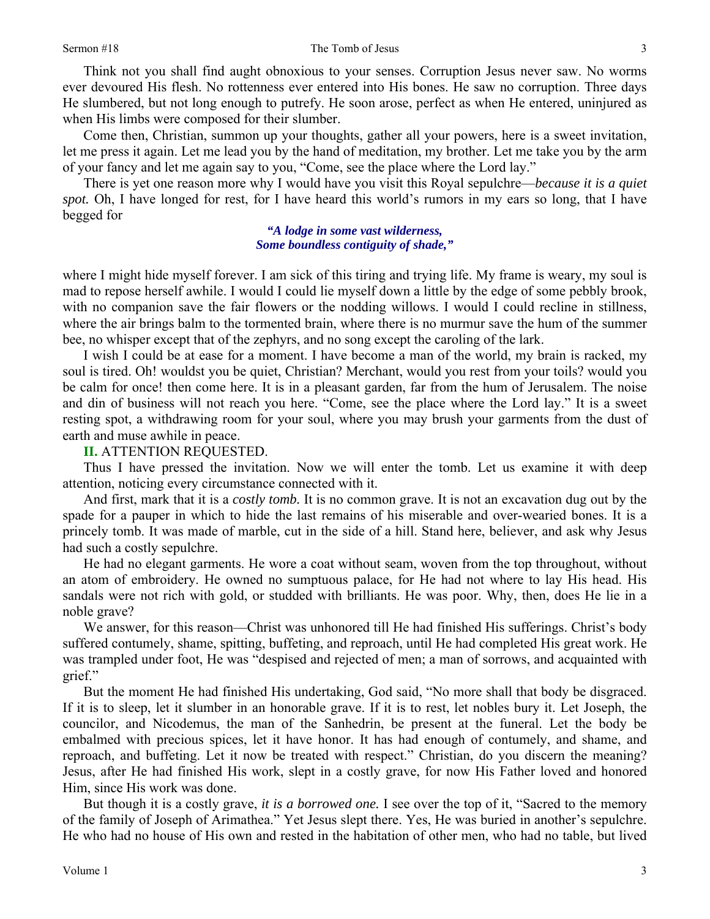Think not you shall find aught obnoxious to your senses. Corruption Jesus never saw. No worms ever devoured His flesh. No rottenness ever entered into His bones. He saw no corruption. Three days He slumbered, but not long enough to putrefy. He soon arose, perfect as when He entered, uninjured as when His limbs were composed for their slumber.

Come then, Christian, summon up your thoughts, gather all your powers, here is a sweet invitation, let me press it again. Let me lead you by the hand of meditation, my brother. Let me take you by the arm of your fancy and let me again say to you, "Come, see the place where the Lord lay."

There is yet one reason more why I would have you visit this Royal sepulchre—*because it is a quiet spot.* Oh, I have longed for rest, for I have heard this world's rumors in my ears so long, that I have begged for

> ***"A lodge in some vast wilderness,***
> ***Some boundless contiguity of shade,"***

where I might hide myself forever. I am sick of this tiring and trying life. My frame is weary, my soul is mad to repose herself awhile. I would I could lie myself down a little by the edge of some pebbly brook, with no companion save the fair flowers or the nodding willows. I would I could recline in stillness, where the air brings balm to the tormented brain, where there is no murmur save the hum of the summer bee, no whisper except that of the zephyrs, and no song except the caroling of the lark.

I wish I could be at ease for a moment. I have become a man of the world, my brain is racked, my soul is tired. Oh! wouldst you be quiet, Christian? Merchant, would you rest from your toils? would you be calm for once! then come here. It is in a pleasant garden, far from the hum of Jerusalem. The noise and din of business will not reach you here. "Come, see the place where the Lord lay." It is a sweet resting spot, a withdrawing room for your soul, where you may brush your garments from the dust of earth and muse awhile in peace.

**II.** ATTENTION REQUESTED.

Thus I have pressed the invitation. Now we will enter the tomb. Let us examine it with deep attention, noticing every circumstance connected with it.

And first, mark that it is a *costly tomb.* It is no common grave. It is not an excavation dug out by the spade for a pauper in which to hide the last remains of his miserable and over-wearied bones. It is a princely tomb. It was made of marble, cut in the side of a hill. Stand here, believer, and ask why Jesus had such a costly sepulchre.

He had no elegant garments. He wore a coat without seam, woven from the top throughout, without an atom of embroidery. He owned no sumptuous palace, for He had not where to lay His head. His sandals were not rich with gold, or studded with brilliants. He was poor. Why, then, does He lie in a noble grave?

We answer, for this reason—Christ was unhonored till He had finished His sufferings. Christ's body suffered contumely, shame, spitting, buffeting, and reproach, until He had completed His great work. He was trampled under foot, He was "despised and rejected of men; a man of sorrows, and acquainted with grief."

But the moment He had finished His undertaking, God said, "No more shall that body be disgraced. If it is to sleep, let it slumber in an honorable grave. If it is to rest, let nobles bury it. Let Joseph, the councilor, and Nicodemus, the man of the Sanhedrin, be present at the funeral. Let the body be embalmed with precious spices, let it have honor. It has had enough of contumely, and shame, and reproach, and buffeting. Let it now be treated with respect." Christian, do you discern the meaning? Jesus, after He had finished His work, slept in a costly grave, for now His Father loved and honored Him, since His work was done.

But though it is a costly grave, *it is a borrowed one.* I see over the top of it, "Sacred to the memory of the family of Joseph of Arimathea." Yet Jesus slept there. Yes, He was buried in another's sepulchre. He who had no house of His own and rested in the habitation of other men, who had no table, but lived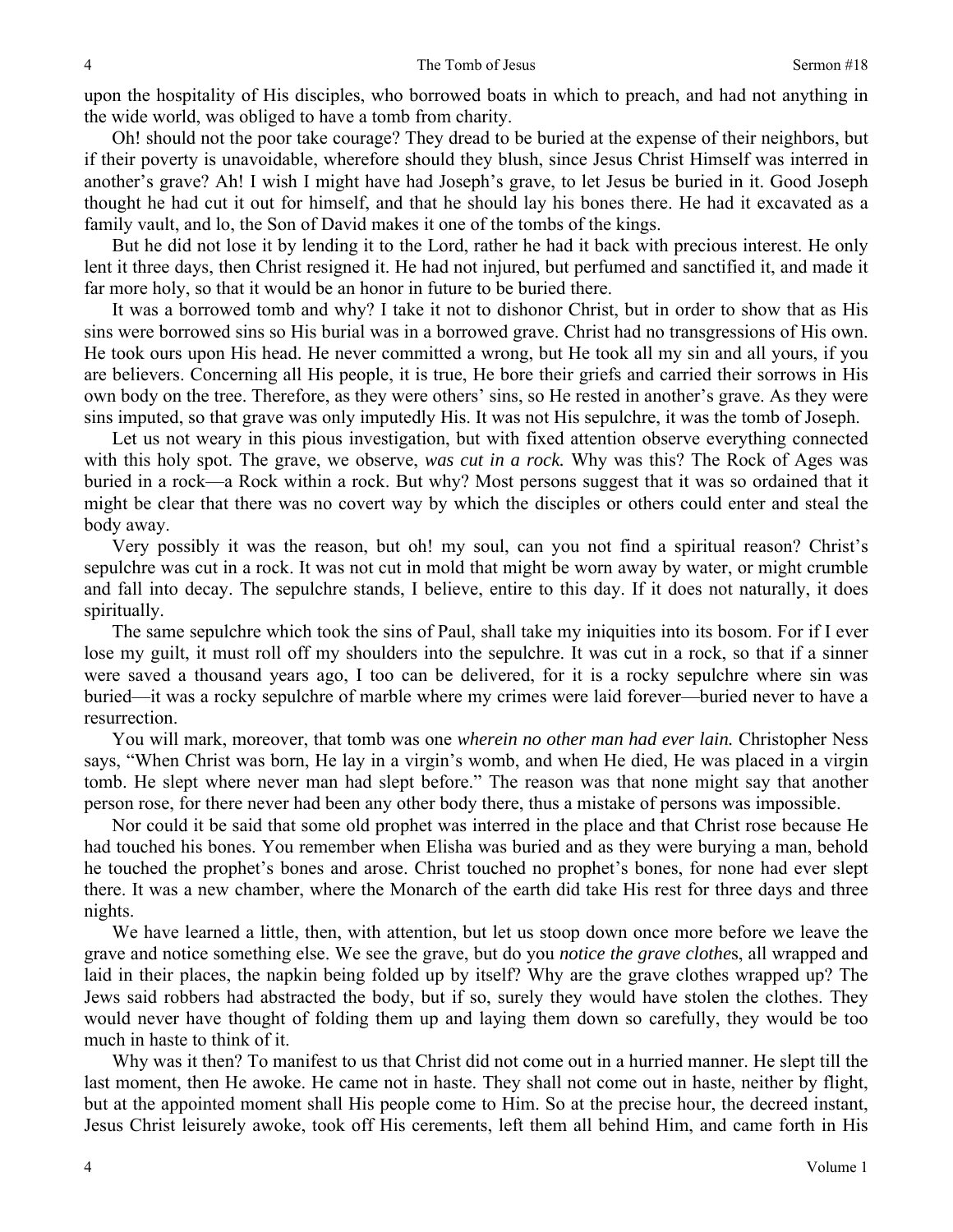upon the hospitality of His disciples, who borrowed boats in which to preach, and had not anything in the wide world, was obliged to have a tomb from charity.

Oh! should not the poor take courage? They dread to be buried at the expense of their neighbors, but if their poverty is unavoidable, wherefore should they blush, since Jesus Christ Himself was interred in another's grave? Ah! I wish I might have had Joseph's grave, to let Jesus be buried in it. Good Joseph thought he had cut it out for himself, and that he should lay his bones there. He had it excavated as a family vault, and lo, the Son of David makes it one of the tombs of the kings.

But he did not lose it by lending it to the Lord, rather he had it back with precious interest. He only lent it three days, then Christ resigned it. He had not injured, but perfumed and sanctified it, and made it far more holy, so that it would be an honor in future to be buried there.

It was a borrowed tomb and why? I take it not to dishonor Christ, but in order to show that as His sins were borrowed sins so His burial was in a borrowed grave. Christ had no transgressions of His own. He took ours upon His head. He never committed a wrong, but He took all my sin and all yours, if you are believers. Concerning all His people, it is true, He bore their griefs and carried their sorrows in His own body on the tree. Therefore, as they were others' sins, so He rested in another's grave. As they were sins imputed, so that grave was only imputedly His. It was not His sepulchre, it was the tomb of Joseph.

Let us not weary in this pious investigation, but with fixed attention observe everything connected with this holy spot. The grave, we observe, *was cut in a rock.* Why was this? The Rock of Ages was buried in a rock—a Rock within a rock. But why? Most persons suggest that it was so ordained that it might be clear that there was no covert way by which the disciples or others could enter and steal the body away.

Very possibly it was the reason, but oh! my soul, can you not find a spiritual reason? Christ's sepulchre was cut in a rock. It was not cut in mold that might be worn away by water, or might crumble and fall into decay. The sepulchre stands, I believe, entire to this day. If it does not naturally, it does spiritually.

The same sepulchre which took the sins of Paul, shall take my iniquities into its bosom. For if I ever lose my guilt, it must roll off my shoulders into the sepulchre. It was cut in a rock, so that if a sinner were saved a thousand years ago, I too can be delivered, for it is a rocky sepulchre where sin was buried—it was a rocky sepulchre of marble where my crimes were laid forever—buried never to have a resurrection.

You will mark, moreover, that tomb was one *wherein no other man had ever lain.* Christopher Ness says, "When Christ was born, He lay in a virgin's womb, and when He died, He was placed in a virgin tomb. He slept where never man had slept before." The reason was that none might say that another person rose, for there never had been any other body there, thus a mistake of persons was impossible.

Nor could it be said that some old prophet was interred in the place and that Christ rose because He had touched his bones. You remember when Elisha was buried and as they were burying a man, behold he touched the prophet's bones and arose. Christ touched no prophet's bones, for none had ever slept there. It was a new chamber, where the Monarch of the earth did take His rest for three days and three nights.

We have learned a little, then, with attention, but let us stoop down once more before we leave the grave and notice something else. We see the grave, but do you *notice the grave clothe*s, all wrapped and laid in their places, the napkin being folded up by itself? Why are the grave clothes wrapped up? The Jews said robbers had abstracted the body, but if so, surely they would have stolen the clothes. They would never have thought of folding them up and laying them down so carefully, they would be too much in haste to think of it.

Why was it then? To manifest to us that Christ did not come out in a hurried manner. He slept till the last moment, then He awoke. He came not in haste. They shall not come out in haste, neither by flight, but at the appointed moment shall His people come to Him. So at the precise hour, the decreed instant, Jesus Christ leisurely awoke, took off His cerements, left them all behind Him, and came forth in His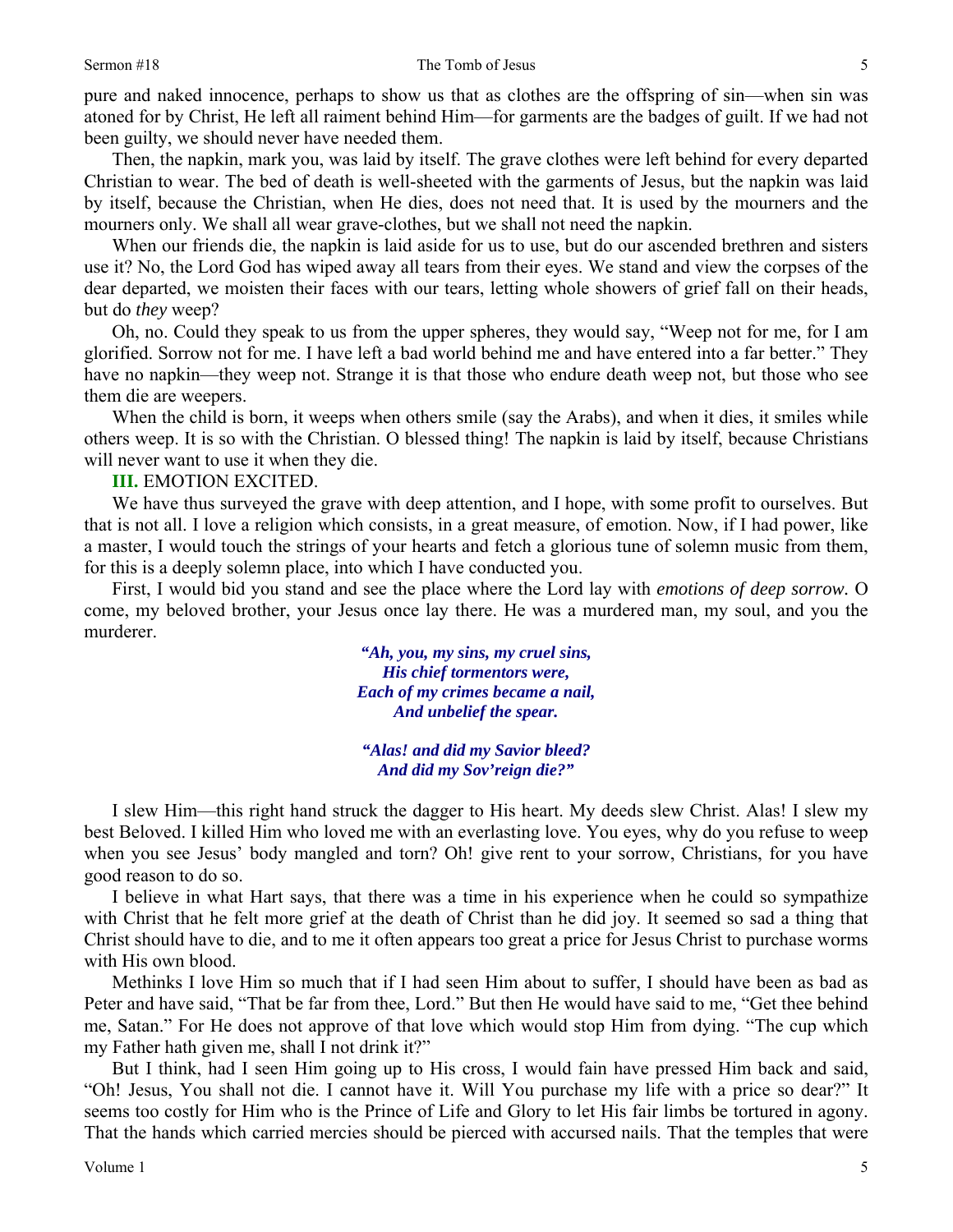pure and naked innocence, perhaps to show us that as clothes are the offspring of sin—when sin was atoned for by Christ, He left all raiment behind Him—for garments are the badges of guilt. If we had not been guilty, we should never have needed them.

Then, the napkin, mark you, was laid by itself. The grave clothes were left behind for every departed Christian to wear. The bed of death is well-sheeted with the garments of Jesus, but the napkin was laid by itself, because the Christian, when He dies, does not need that. It is used by the mourners and the mourners only. We shall all wear grave-clothes, but we shall not need the napkin.

When our friends die, the napkin is laid aside for us to use, but do our ascended brethren and sisters use it? No, the Lord God has wiped away all tears from their eyes. We stand and view the corpses of the dear departed, we moisten their faces with our tears, letting whole showers of grief fall on their heads, but do *they* weep?

Oh, no. Could they speak to us from the upper spheres, they would say, "Weep not for me, for I am glorified. Sorrow not for me. I have left a bad world behind me and have entered into a far better." They have no napkin—they weep not. Strange it is that those who endure death weep not, but those who see them die are weepers.

When the child is born, it weeps when others smile (say the Arabs), and when it dies, it smiles while others weep. It is so with the Christian. O blessed thing! The napkin is laid by itself, because Christians will never want to use it when they die.

**III.** EMOTION EXCITED.

We have thus surveyed the grave with deep attention, and I hope, with some profit to ourselves. But that is not all. I love a religion which consists, in a great measure, of emotion. Now, if I had power, like a master, I would touch the strings of your hearts and fetch a glorious tune of solemn music from them, for this is a deeply solemn place, into which I have conducted you.

First, I would bid you stand and see the place where the Lord lay with *emotions of deep sorrow.* O come, my beloved brother, your Jesus once lay there. He was a murdered man, my soul, and you the murderer.

> ***"Ah, you, my sins, my cruel sins,***
> ***His chief tormentors were,***
> ***Each of my crimes became a nail,***
> ***And unbelief the spear.***
>
> ***"Alas! and did my Savior bleed?***
> ***And did my Sov'reign die?"***

I slew Him—this right hand struck the dagger to His heart. My deeds slew Christ. Alas! I slew my best Beloved. I killed Him who loved me with an everlasting love. You eyes, why do you refuse to weep when you see Jesus' body mangled and torn? Oh! give rent to your sorrow, Christians, for you have good reason to do so.

I believe in what Hart says, that there was a time in his experience when he could so sympathize with Christ that he felt more grief at the death of Christ than he did joy. It seemed so sad a thing that Christ should have to die, and to me it often appears too great a price for Jesus Christ to purchase worms with His own blood.

Methinks I love Him so much that if I had seen Him about to suffer, I should have been as bad as Peter and have said, "That be far from thee, Lord." But then He would have said to me, "Get thee behind me, Satan." For He does not approve of that love which would stop Him from dying. "The cup which my Father hath given me, shall I not drink it?"

But I think, had I seen Him going up to His cross, I would fain have pressed Him back and said, "Oh! Jesus, You shall not die. I cannot have it. Will You purchase my life with a price so dear?" It seems too costly for Him who is the Prince of Life and Glory to let His fair limbs be tortured in agony. That the hands which carried mercies should be pierced with accursed nails. That the temples that were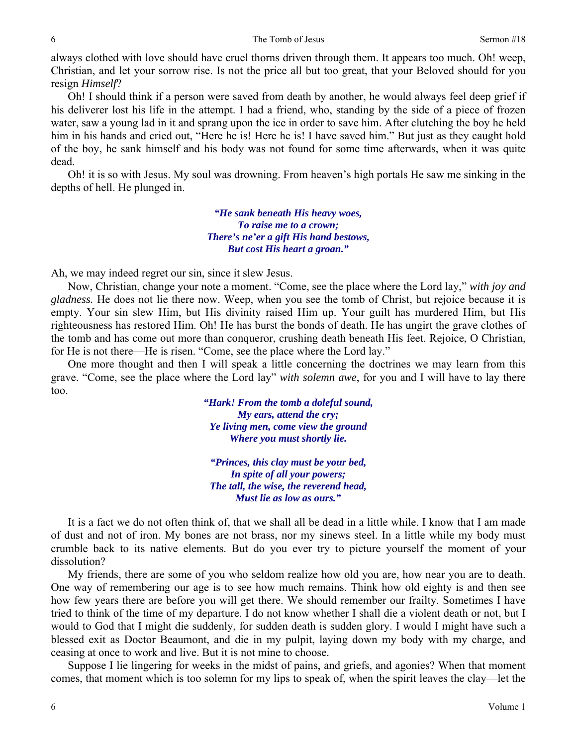always clothed with love should have cruel thorns driven through them. It appears too much. Oh! weep, Christian, and let your sorrow rise. Is not the price all but too great, that your Beloved should for you resign *Himself*?

Oh! I should think if a person were saved from death by another, he would always feel deep grief if his deliverer lost his life in the attempt. I had a friend, who, standing by the side of a piece of frozen water, saw a young lad in it and sprang upon the ice in order to save him. After clutching the boy he held him in his hands and cried out, "Here he is! Here he is! I have saved him." But just as they caught hold of the boy, he sank himself and his body was not found for some time afterwards, when it was quite dead.

Oh! it is so with Jesus. My soul was drowning. From heaven's high portals He saw me sinking in the depths of hell. He plunged in.

> ***"He sank beneath His heavy woes,***
> ***To raise me to a crown;***
> ***There's ne'er a gift His hand bestows,***
> ***But cost His heart a groan."***

Ah, we may indeed regret our sin, since it slew Jesus.

Now, Christian, change your note a moment. "Come, see the place where the Lord lay," *with joy and gladness.* He does not lie there now. Weep, when you see the tomb of Christ, but rejoice because it is empty. Your sin slew Him, but His divinity raised Him up. Your guilt has murdered Him, but His righteousness has restored Him. Oh! He has burst the bonds of death. He has ungirt the grave clothes of the tomb and has come out more than conqueror, crushing death beneath His feet. Rejoice, O Christian, for He is not there—He is risen. "Come, see the place where the Lord lay."

One more thought and then I will speak a little concerning the doctrines we may learn from this grave. "Come, see the place where the Lord lay" *with solemn awe*, for you and I will have to lay there too.

> ***"Hark! From the tomb a doleful sound,***
> ***My ears, attend the cry;***
> ***Ye living men, come view the ground***
> ***Where you must shortly lie.***
>
> ***"Princes, this clay must be your bed,***
> ***In spite of all your powers;***
> ***The tall, the wise, the reverend head,***
> ***Must lie as low as ours."***

It is a fact we do not often think of, that we shall all be dead in a little while. I know that I am made of dust and not of iron. My bones are not brass, nor my sinews steel. In a little while my body must crumble back to its native elements. But do you ever try to picture yourself the moment of your dissolution?

My friends, there are some of you who seldom realize how old you are, how near you are to death. One way of remembering our age is to see how much remains. Think how old eighty is and then see how few years there are before you will get there. We should remember our frailty. Sometimes I have tried to think of the time of my departure. I do not know whether I shall die a violent death or not, but I would to God that I might die suddenly, for sudden death is sudden glory. I would I might have such a blessed exit as Doctor Beaumont, and die in my pulpit, laying down my body with my charge, and ceasing at once to work and live. But it is not mine to choose.

Suppose I lie lingering for weeks in the midst of pains, and griefs, and agonies? When that moment comes, that moment which is too solemn for my lips to speak of, when the spirit leaves the clay—let the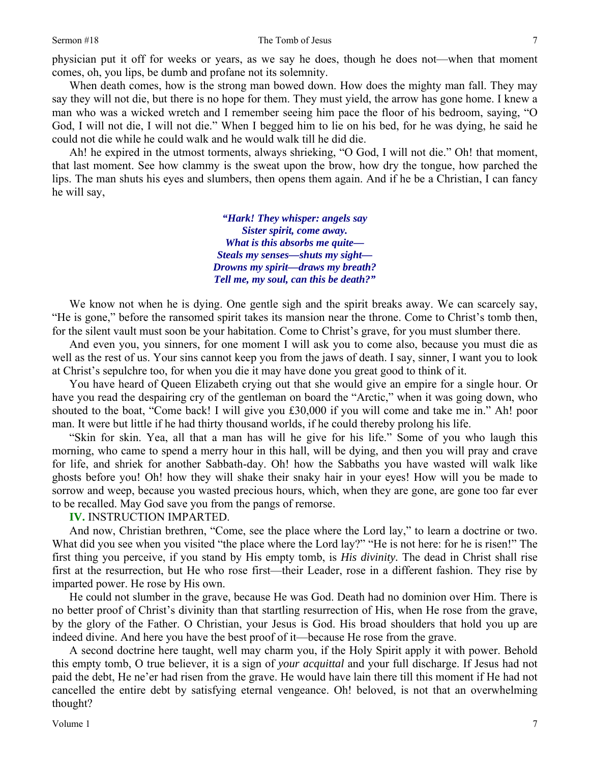physician put it off for weeks or years, as we say he does, though he does not—when that moment comes, oh, you lips, be dumb and profane not its solemnity.

When death comes, how is the strong man bowed down. How does the mighty man fall. They may say they will not die, but there is no hope for them. They must yield, the arrow has gone home. I knew a man who was a wicked wretch and I remember seeing him pace the floor of his bedroom, saying, "O God, I will not die, I will not die." When I begged him to lie on his bed, for he was dying, he said he could not die while he could walk and he would walk till he did die.

Ah! he expired in the utmost torments, always shrieking, "O God, I will not die." Oh! that moment, that last moment. See how clammy is the sweat upon the brow, how dry the tongue, how parched the lips. The man shuts his eyes and slumbers, then opens them again. And if he be a Christian, I can fancy he will say,

> ***"Hark! They whisper: angels say***
> ***Sister spirit, come away.***
> ***What is this absorbs me quite—***
> ***Steals my senses—shuts my sight—***
> ***Drowns my spirit—draws my breath?***
> ***Tell me, my soul, can this be death?"***

We know not when he is dying. One gentle sigh and the spirit breaks away. We can scarcely say, "He is gone," before the ransomed spirit takes its mansion near the throne. Come to Christ's tomb then, for the silent vault must soon be your habitation. Come to Christ's grave, for you must slumber there.

And even you, you sinners, for one moment I will ask you to come also, because you must die as well as the rest of us. Your sins cannot keep you from the jaws of death. I say, sinner, I want you to look at Christ's sepulchre too, for when you die it may have done you great good to think of it.

You have heard of Queen Elizabeth crying out that she would give an empire for a single hour. Or have you read the despairing cry of the gentleman on board the "Arctic," when it was going down, who shouted to the boat, "Come back! I will give you £30,000 if you will come and take me in." Ah! poor man. It were but little if he had thirty thousand worlds, if he could thereby prolong his life.

"Skin for skin. Yea, all that a man has will he give for his life." Some of you who laugh this morning, who came to spend a merry hour in this hall, will be dying, and then you will pray and crave for life, and shriek for another Sabbath-day. Oh! how the Sabbaths you have wasted will walk like ghosts before you! Oh! how they will shake their snaky hair in your eyes! How will you be made to sorrow and weep, because you wasted precious hours, which, when they are gone, are gone too far ever to be recalled. May God save you from the pangs of remorse.

**IV.** INSTRUCTION IMPARTED.

And now, Christian brethren, "Come, see the place where the Lord lay," to learn a doctrine or two. What did you see when you visited "the place where the Lord lay?" "He is not here: for he is risen!" The first thing you perceive, if you stand by His empty tomb, is *His divinity.* The dead in Christ shall rise first at the resurrection, but He who rose first—their Leader, rose in a different fashion. They rise by imparted power. He rose by His own.

He could not slumber in the grave, because He was God. Death had no dominion over Him. There is no better proof of Christ's divinity than that startling resurrection of His, when He rose from the grave, by the glory of the Father. O Christian, your Jesus is God. His broad shoulders that hold you up are indeed divine. And here you have the best proof of it—because He rose from the grave.

A second doctrine here taught, well may charm you, if the Holy Spirit apply it with power. Behold this empty tomb, O true believer, it is a sign of *your acquittal* and your full discharge. If Jesus had not paid the debt, He ne'er had risen from the grave. He would have lain there till this moment if He had not cancelled the entire debt by satisfying eternal vengeance. Oh! beloved, is not that an overwhelming thought?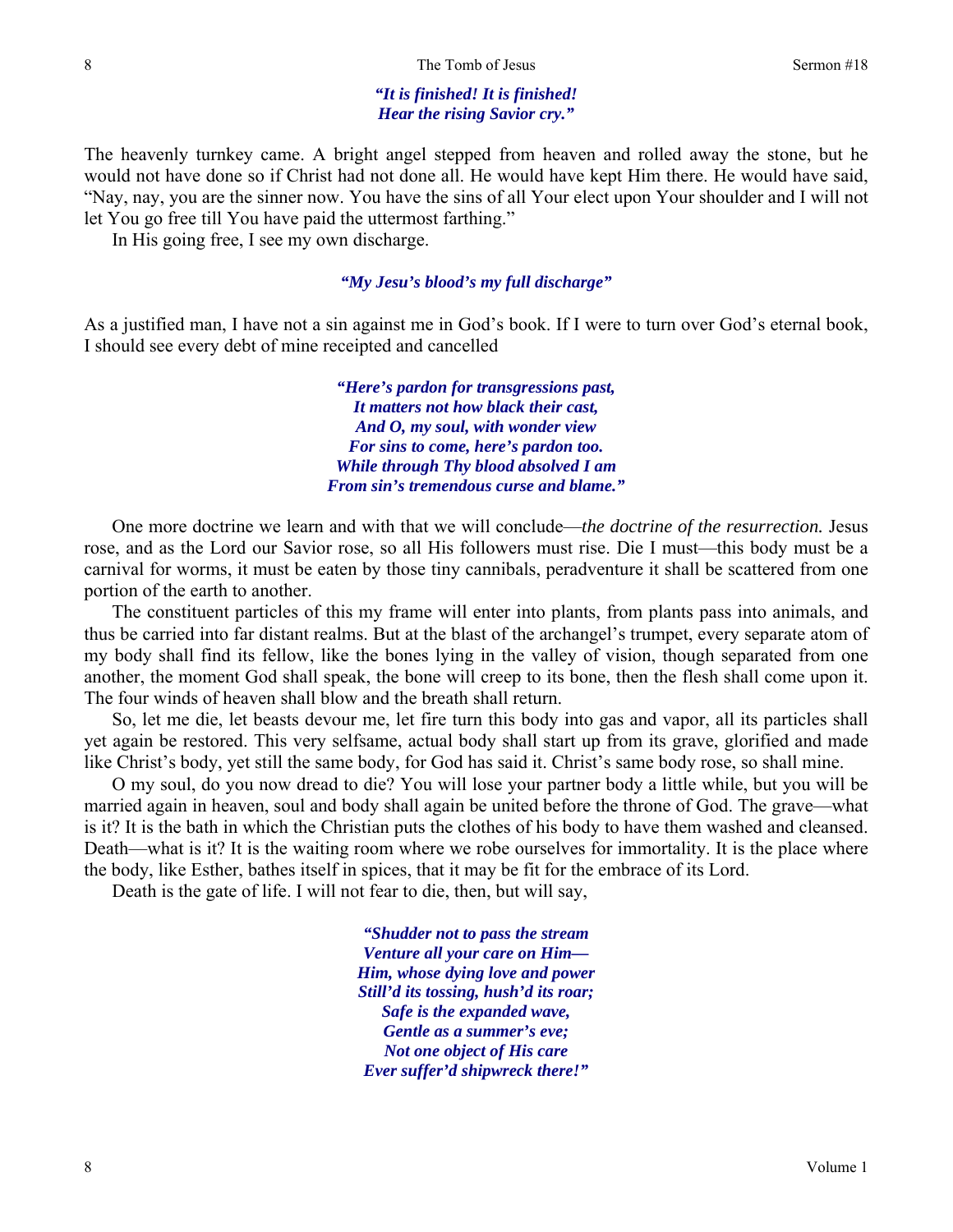*"It is finished! It is finished!*
*Hear the rising Savior cry."*

The heavenly turnkey came. A bright angel stepped from heaven and rolled away the stone, but he would not have done so if Christ had not done all. He would have kept Him there. He would have said, "Nay, nay, you are the sinner now. You have the sins of all Your elect upon Your shoulder and I will not let You go free till You have paid the uttermost farthing."

In His going free, I see my own discharge.

*"My Jesu's blood's my full discharge"*

As a justified man, I have not a sin against me in God's book. If I were to turn over God's eternal book, I should see every debt of mine receipted and cancelled

*"Here's pardon for transgressions past,*
*It matters not how black their cast,*
*And O, my soul, with wonder view*
*For sins to come, here's pardon too.*
*While through Thy blood absolved I am*
*From sin's tremendous curse and blame."*

One more doctrine we learn and with that we will conclude—*the doctrine of the resurrection.* Jesus rose, and as the Lord our Savior rose, so all His followers must rise. Die I must—this body must be a carnival for worms, it must be eaten by those tiny cannibals, peradventure it shall be scattered from one portion of the earth to another.

The constituent particles of this my frame will enter into plants, from plants pass into animals, and thus be carried into far distant realms. But at the blast of the archangel's trumpet, every separate atom of my body shall find its fellow, like the bones lying in the valley of vision, though separated from one another, the moment God shall speak, the bone will creep to its bone, then the flesh shall come upon it. The four winds of heaven shall blow and the breath shall return.

So, let me die, let beasts devour me, let fire turn this body into gas and vapor, all its particles shall yet again be restored. This very selfsame, actual body shall start up from its grave, glorified and made like Christ's body, yet still the same body, for God has said it. Christ's same body rose, so shall mine.

O my soul, do you now dread to die? You will lose your partner body a little while, but you will be married again in heaven, soul and body shall again be united before the throne of God. The grave—what is it? It is the bath in which the Christian puts the clothes of his body to have them washed and cleansed. Death—what is it? It is the waiting room where we robe ourselves for immortality. It is the place where the body, like Esther, bathes itself in spices, that it may be fit for the embrace of its Lord.

Death is the gate of life. I will not fear to die, then, but will say,

*"Shudder not to pass the stream*
*Venture all your care on Him—*
*Him, whose dying love and power*
*Still'd its tossing, hush'd its roar;*
*Safe is the expanded wave,*
*Gentle as a summer's eve;*
*Not one object of His care*
*Ever suffer'd shipwreck there!"*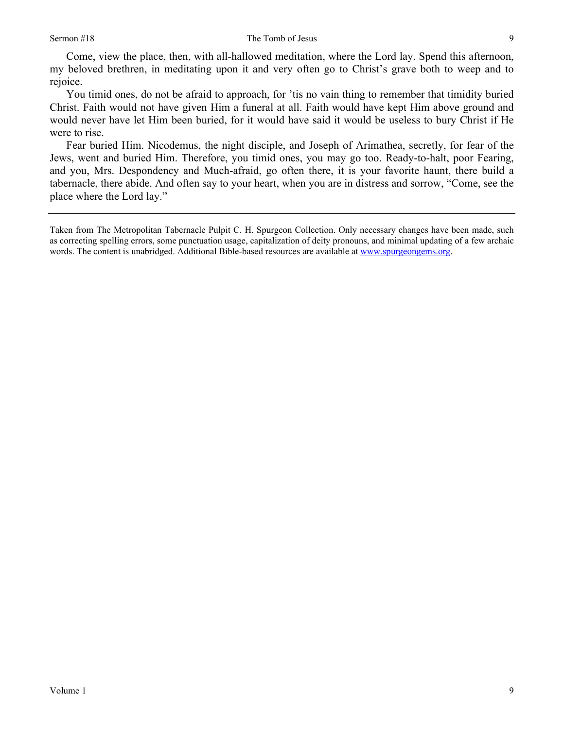Come, view the place, then, with all-hallowed meditation, where the Lord lay. Spend this afternoon, my beloved brethren, in meditating upon it and very often go to Christ's grave both to weep and to rejoice.

You timid ones, do not be afraid to approach, for 'tis no vain thing to remember that timidity buried Christ. Faith would not have given Him a funeral at all. Faith would have kept Him above ground and would never have let Him been buried, for it would have said it would be useless to bury Christ if He were to rise.

Fear buried Him. Nicodemus, the night disciple, and Joseph of Arimathea, secretly, for fear of the Jews, went and buried Him. Therefore, you timid ones, you may go too. Ready-to-halt, poor Fearing, and you, Mrs. Despondency and Much-afraid, go often there, it is your favorite haunt, there build a tabernacle, there abide. And often say to your heart, when you are in distress and sorrow, "Come, see the place where the Lord lay."

---

Taken from The Metropolitan Tabernacle Pulpit C. H. Spurgeon Collection. Only necessary changes have been made, such as correcting spelling errors, some punctuation usage, capitalization of deity pronouns, and minimal updating of a few archaic words. The content is unabridged. Additional Bible-based resources are available at [www.spurgeongems.org](http://www.spurgeongems.org).